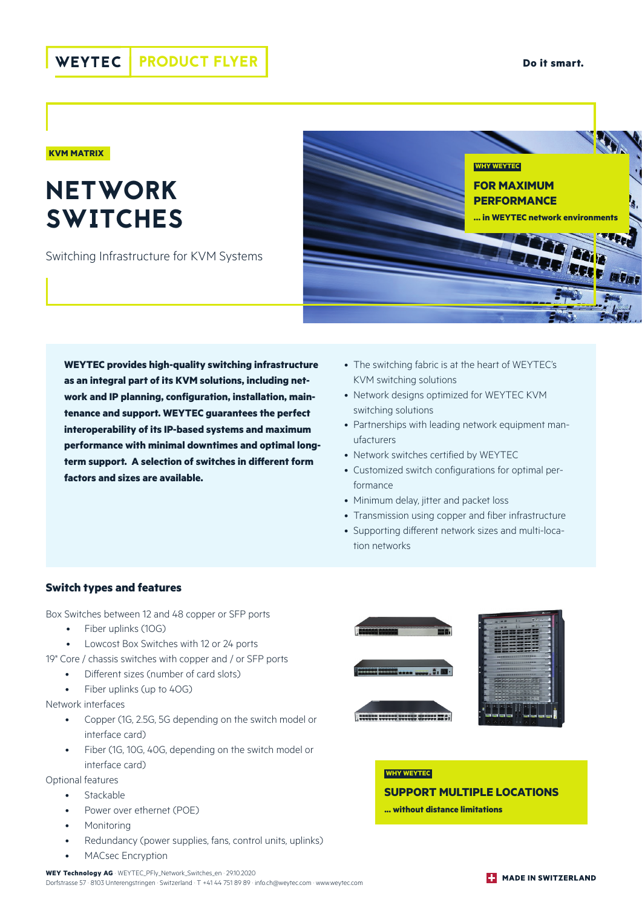WEYTEC | PRODUCT FLYER

**Do it smart.**

KVM MATRIX

# NETWORK SWITCHES

Switching Infrastructure for KVM Systems

WHY WEYTEC

**FOR MAXIMUM PERFORMANCE**

**... in WEYTEC network environments**

**WEYTEC provides high-quality switching infrastructure as an integral part of its KVM solutions, including network and IP planning, configuration, installation, maintenance and support. WEYTEC guarantees the perfect interoperability of its IP-based systems and maximum performance with minimal downtimes and optimal long-term support. A selection of switches in different form factors and sizes are available.**

- The switching fabric is at the heart of WEYTEC's KVM switching solutions
- Network designs optimized for WEYTEC KVM switching solutions
- Partnerships with leading network equipment manufacturers
- Network switches certified by WEYTEC
- Customized switch configurations for optimal performance
- Minimum delay, jitter and packet loss
- Transmission using copper and fiber infrastructure
- Supporting different network sizes and multi-location networks

## Switch types and features

Box Switches between 12 and 48 copper or SFP ports

- Fiber uplinks (10G)
- Lowcost Box Switches with 12 or 24 ports

19" Core / chassis switches with copper and / or SFP ports

- Different sizes (number of card slots)
- Fiber uplinks (up to 40G)

Network interfaces

- Copper (1G, 2.5G, 5G depending on the switch model or interface card)
- Fiber (1G, 10G, 40G, depending on the switch model or interface card)

Optional features

- Stackable
- Power over ethernet (POE)
- Monitoring
- Redundancy (power supplies, fans, control units, uplinks)
- MACsec Encryption

WHY WEYTEC

**SUPPORT MULTIPLE LOCATIONS**

**... without distance limitations**

**WEY Technology AG** · WEYTEC_PFly_Network_Switches_en · 29.10.2020
Dorfstrasse 57 · 8103 Unterengstringen · Switzerland · T +41 44 751 89 89 · info.ch@weytec.com · www.weytec.com

**MADE IN SWITZERLAND**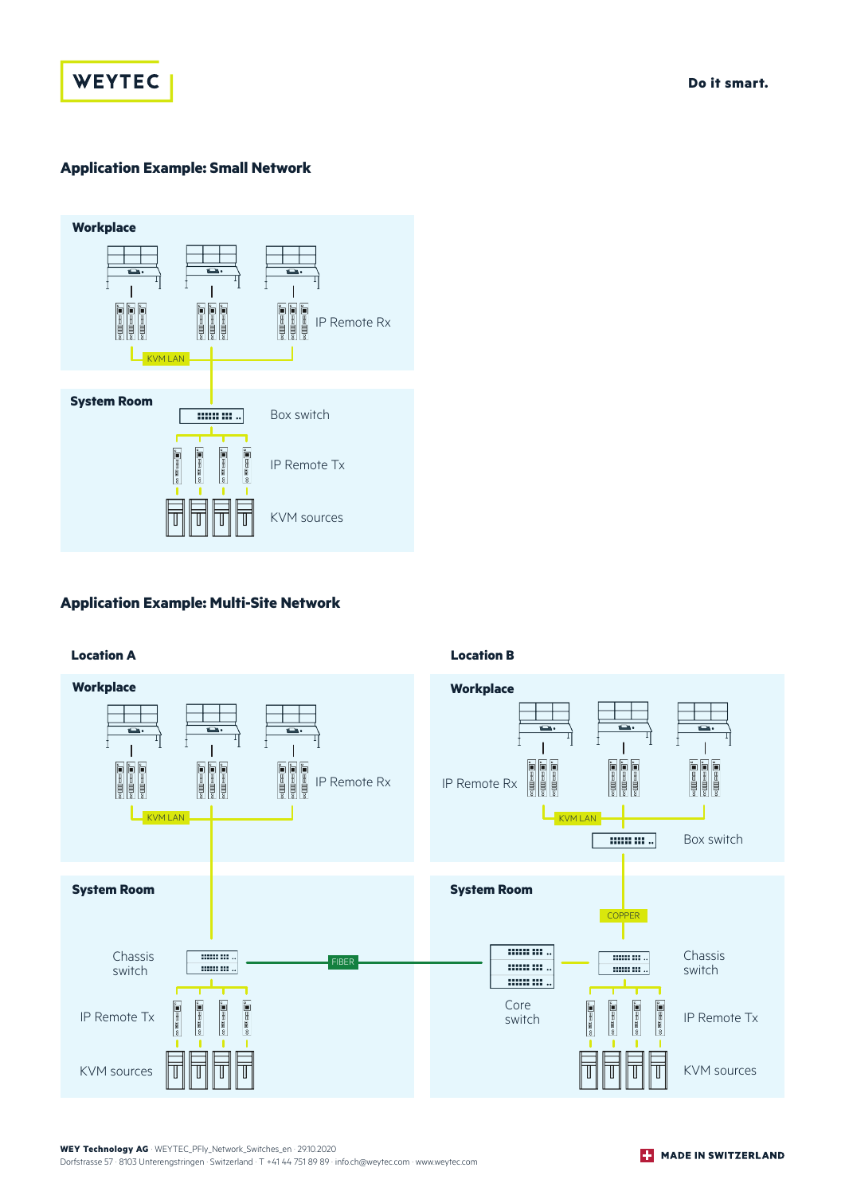## Application Example: Small Network

Workplace

IP Remote Rx

KVM LAN

System Room

Box switch

IP Remote Tx

KVM sources

## Application Example: Multi-Site Network

Location A

Workplace

IP Remote Rx

KVM LAN

System Room

Chassis switch

IP Remote Tx

KVM sources

FIBER

Location B

Workplace

IP Remote Rx

KVM LAN

Box switch

System Room

COPPER

Core switch

Chassis switch

IP Remote Tx

KVM sources

**WEY Technology AG** · WEYTEC_PFly_Network_Switches_en · 29.10.2020
Dorfstrasse 57 · 8103 Unterengstringen · Switzerland · T +41 44 751 89 89 · info.ch@weytec.com · www.weytec.com

MADE IN SWITZERLAND